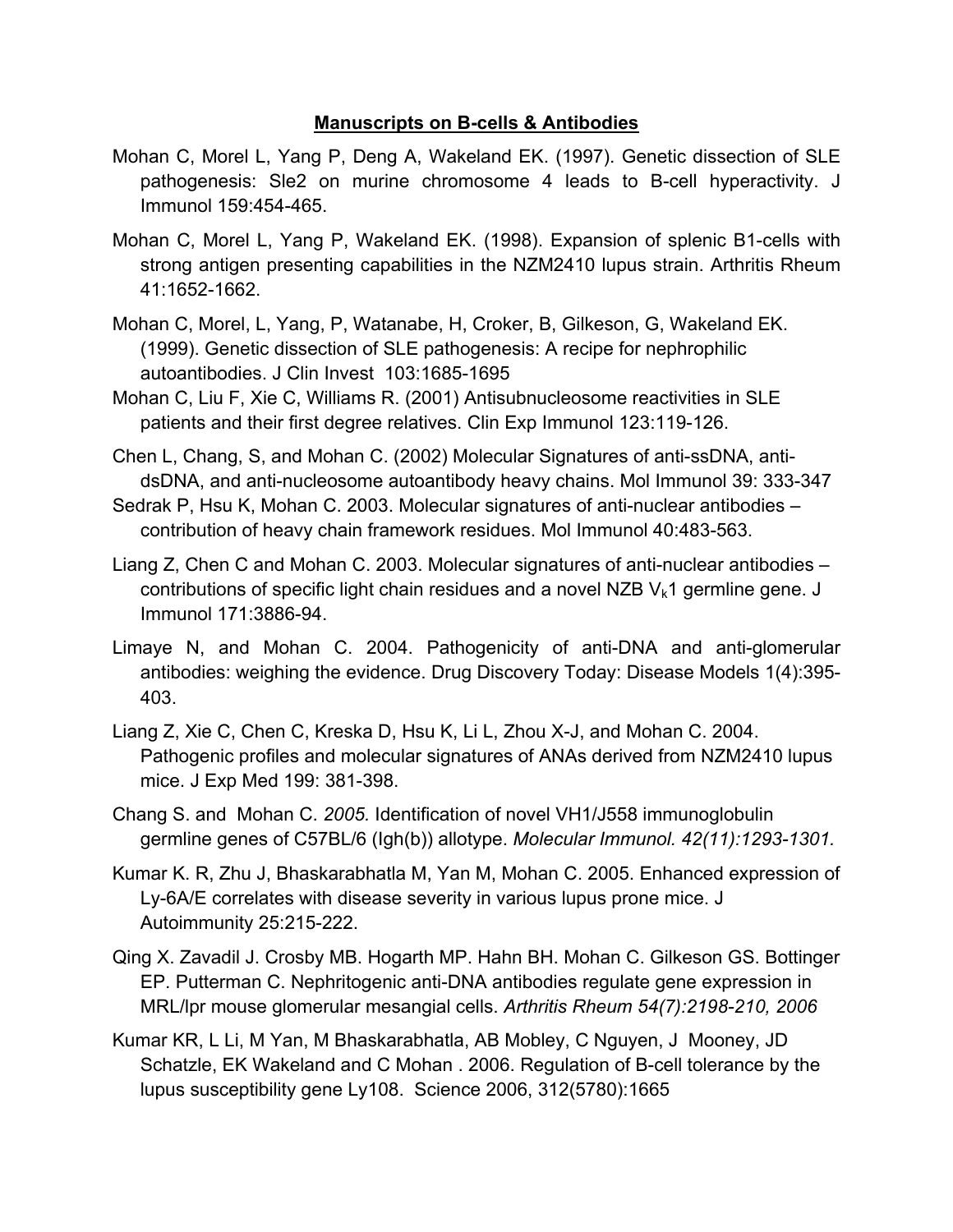## Manuscripts on B-cells & Antibodies

Mohan C, Morel L, Yang P, Deng A, Wakeland EK. (1997). Genetic dissection of SLE pathogenesis: Sle2 on murine chromosome 4 leads to B-cell hyperactivity. J Immunol 159:454-465.

Mohan C, Morel L, Yang P, Wakeland EK. (1998). Expansion of splenic B1-cells with strong antigen presenting capabilities in the NZM2410 lupus strain. Arthritis Rheum 41:1652-1662.

Mohan C, Morel, L, Yang, P, Watanabe, H, Croker, B, Gilkeson, G, Wakeland EK. (1999). Genetic dissection of SLE pathogenesis: A recipe for nephrophilic autoantibodies. J Clin Invest 103:1685-1695

Mohan C, Liu F, Xie C, Williams R. (2001) Antisubnucleosome reactivities in SLE patients and their first degree relatives. Clin Exp Immunol 123:119-126.

Chen L, Chang, S, and Mohan C. (2002) Molecular Signatures of anti-ssDNA, anti-dsDNA, and anti-nucleosome autoantibody heavy chains. Mol Immunol 39: 333-347

Sedrak P, Hsu K, Mohan C. 2003. Molecular signatures of anti-nuclear antibodies – contribution of heavy chain framework residues. Mol Immunol 40:483-563.

Liang Z, Chen C and Mohan C. 2003. Molecular signatures of anti-nuclear antibodies – contributions of specific light chain residues and a novel NZB $V_k1$ germline gene. J Immunol 171:3886-94.

Limaye N, and Mohan C. 2004. Pathogenicity of anti-DNA and anti-glomerular antibodies: weighing the evidence. Drug Discovery Today: Disease Models 1(4):395-403.

Liang Z, Xie C, Chen C, Kreska D, Hsu K, Li L, Zhou X-J, and Mohan C. 2004. Pathogenic profiles and molecular signatures of ANAs derived from NZM2410 lupus mice. J Exp Med 199: 381-398.

Chang S. and Mohan C. *2005.* Identification of novel VH1/J558 immunoglobulin germline genes of C57BL/6 (Igh(b)) allotype. *Molecular Immunol. 42(11):1293-1301.*

Kumar K. R, Zhu J, Bhaskarabhatla M, Yan M, Mohan C. 2005. Enhanced expression of Ly-6A/E correlates with disease severity in various lupus prone mice. J Autoimmunity 25:215-222.

Qing X. Zavadil J. Crosby MB. Hogarth MP. Hahn BH. Mohan C. Gilkeson GS. Bottinger EP. Putterman C. Nephritogenic anti-DNA antibodies regulate gene expression in MRL/lpr mouse glomerular mesangial cells. *Arthritis Rheum 54(7):2198-210, 2006*

Kumar KR, L Li, M Yan, M Bhaskarabhatla, AB Mobley, C Nguyen, J Mooney, JD Schatzle, EK Wakeland and C Mohan . 2006. Regulation of B-cell tolerance by the lupus susceptibility gene Ly108. Science 2006, 312(5780):1665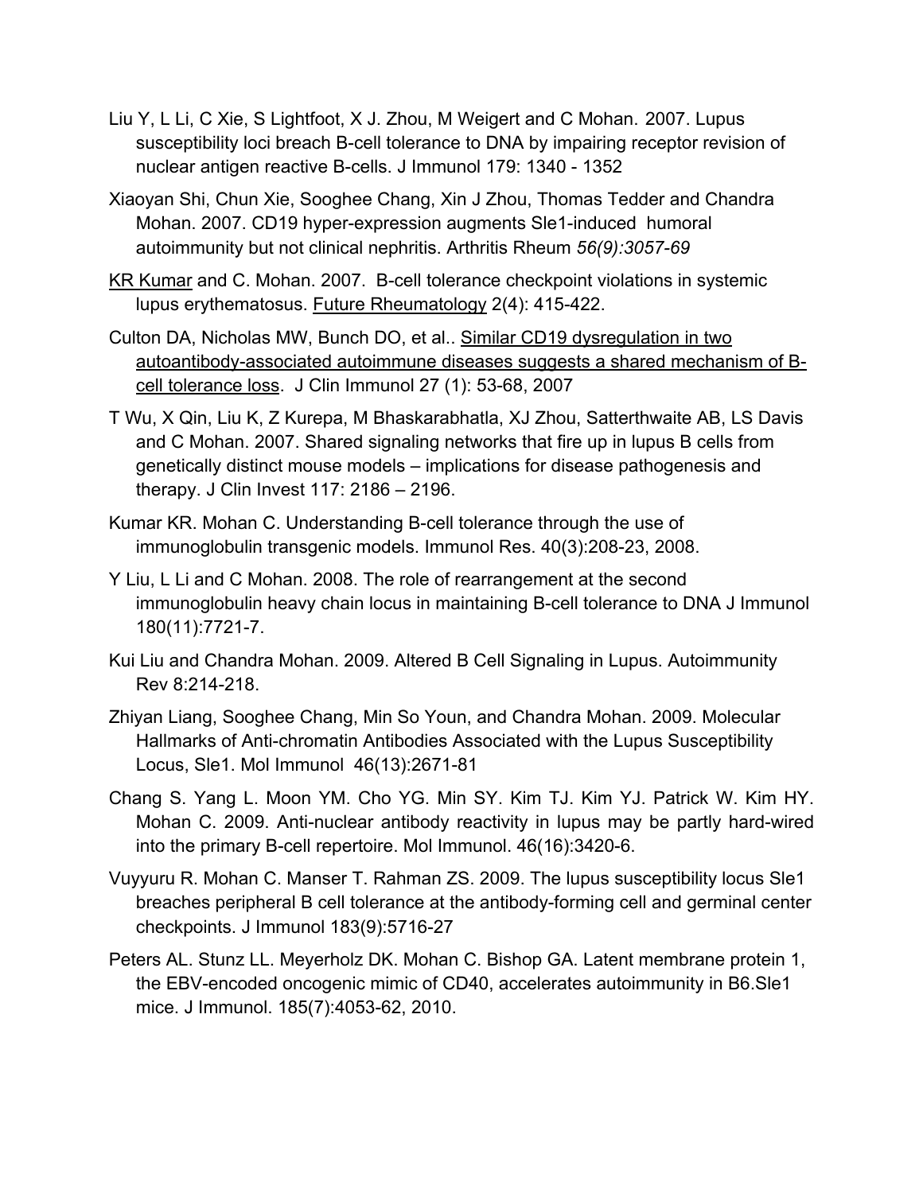Liu Y, L Li, C Xie, S Lightfoot, X J. Zhou, M Weigert and C Mohan. 2007. Lupus susceptibility loci breach B-cell tolerance to DNA by impairing receptor revision of nuclear antigen reactive B-cells. J Immunol 179: 1340 - 1352

Xiaoyan Shi, Chun Xie, Sooghee Chang, Xin J Zhou, Thomas Tedder and Chandra Mohan. 2007. CD19 hyper-expression augments Sle1-induced humoral autoimmunity but not clinical nephritis. Arthritis Rheum *56(9):3057-69*

KR Kumar and C. Mohan. 2007. B-cell tolerance checkpoint violations in systemic lupus erythematosus. Future Rheumatology 2(4): 415-422.

Culton DA, Nicholas MW, Bunch DO, et al.. Similar CD19 dysregulation in two autoantibody-associated autoimmune diseases suggests a shared mechanism of B-cell tolerance loss. J Clin Immunol 27 (1): 53-68, 2007

T Wu, X Qin, Liu K, Z Kurepa, M Bhaskarabhatla, XJ Zhou, Satterthwaite AB, LS Davis and C Mohan. 2007. Shared signaling networks that fire up in lupus B cells from genetically distinct mouse models – implications for disease pathogenesis and therapy. J Clin Invest 117: 2186 – 2196.

Kumar KR. Mohan C. Understanding B-cell tolerance through the use of immunoglobulin transgenic models. Immunol Res. 40(3):208-23, 2008.

Y Liu, L Li and C Mohan. 2008. The role of rearrangement at the second immunoglobulin heavy chain locus in maintaining B-cell tolerance to DNA J Immunol 180(11):7721-7.

Kui Liu and Chandra Mohan. 2009. Altered B Cell Signaling in Lupus. Autoimmunity Rev 8:214-218.

Zhiyan Liang, Sooghee Chang, Min So Youn, and Chandra Mohan. 2009. Molecular Hallmarks of Anti-chromatin Antibodies Associated with the Lupus Susceptibility Locus, Sle1. Mol Immunol 46(13):2671-81

Chang S. Yang L. Moon YM. Cho YG. Min SY. Kim TJ. Kim YJ. Patrick W. Kim HY. Mohan C. 2009. Anti-nuclear antibody reactivity in lupus may be partly hard-wired into the primary B-cell repertoire. Mol Immunol. 46(16):3420-6.

Vuyyuru R. Mohan C. Manser T. Rahman ZS. 2009. The lupus susceptibility locus Sle1 breaches peripheral B cell tolerance at the antibody-forming cell and germinal center checkpoints. J Immunol 183(9):5716-27

Peters AL. Stunz LL. Meyerholz DK. Mohan C. Bishop GA. Latent membrane protein 1, the EBV-encoded oncogenic mimic of CD40, accelerates autoimmunity in B6.Sle1 mice. J Immunol. 185(7):4053-62, 2010.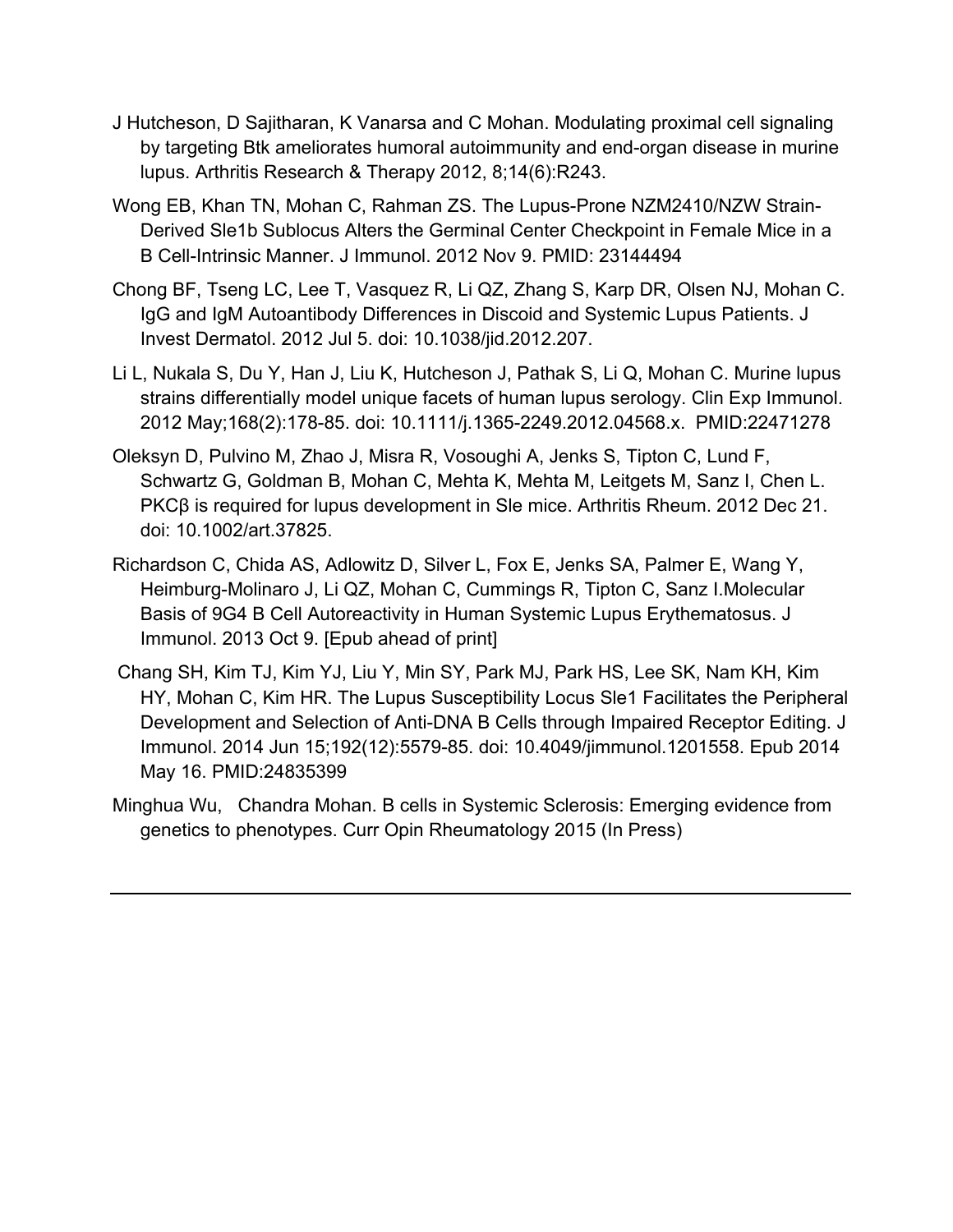J Hutcheson, D Sajitharan, K Vanarsa and C Mohan. Modulating proximal cell signaling by targeting Btk ameliorates humoral autoimmunity and end-organ disease in murine lupus. Arthritis Research & Therapy 2012, 8;14(6):R243.

Wong EB, Khan TN, Mohan C, Rahman ZS. The Lupus-Prone NZM2410/NZW Strain-Derived Sle1b Sublocus Alters the Germinal Center Checkpoint in Female Mice in a B Cell-Intrinsic Manner. J Immunol. 2012 Nov 9. PMID: 23144494

Chong BF, Tseng LC, Lee T, Vasquez R, Li QZ, Zhang S, Karp DR, Olsen NJ, Mohan C. IgG and IgM Autoantibody Differences in Discoid and Systemic Lupus Patients. J Invest Dermatol. 2012 Jul 5. doi: 10.1038/jid.2012.207.

Li L, Nukala S, Du Y, Han J, Liu K, Hutcheson J, Pathak S, Li Q, Mohan C. Murine lupus strains differentially model unique facets of human lupus serology. Clin Exp Immunol. 2012 May;168(2):178-85. doi: 10.1111/j.1365-2249.2012.04568.x. PMID:22471278

Oleksyn D, Pulvino M, Zhao J, Misra R, Vosoughi A, Jenks S, Tipton C, Lund F, Schwartz G, Goldman B, Mohan C, Mehta K, Mehta M, Leitgets M, Sanz I, Chen L. PKCβ is required for lupus development in Sle mice. Arthritis Rheum. 2012 Dec 21. doi: 10.1002/art.37825.

Richardson C, Chida AS, Adlowitz D, Silver L, Fox E, Jenks SA, Palmer E, Wang Y, Heimburg-Molinaro J, Li QZ, Mohan C, Cummings R, Tipton C, Sanz I.Molecular Basis of 9G4 B Cell Autoreactivity in Human Systemic Lupus Erythematosus. J Immunol. 2013 Oct 9. [Epub ahead of print]

Chang SH, Kim TJ, Kim YJ, Liu Y, Min SY, Park MJ, Park HS, Lee SK, Nam KH, Kim HY, Mohan C, Kim HR. The Lupus Susceptibility Locus Sle1 Facilitates the Peripheral Development and Selection of Anti-DNA B Cells through Impaired Receptor Editing. J Immunol. 2014 Jun 15;192(12):5579-85. doi: 10.4049/jimmunol.1201558. Epub 2014 May 16. PMID:24835399

Minghua Wu, Chandra Mohan. B cells in Systemic Sclerosis: Emerging evidence from genetics to phenotypes. Curr Opin Rheumatology 2015 (In Press)

---